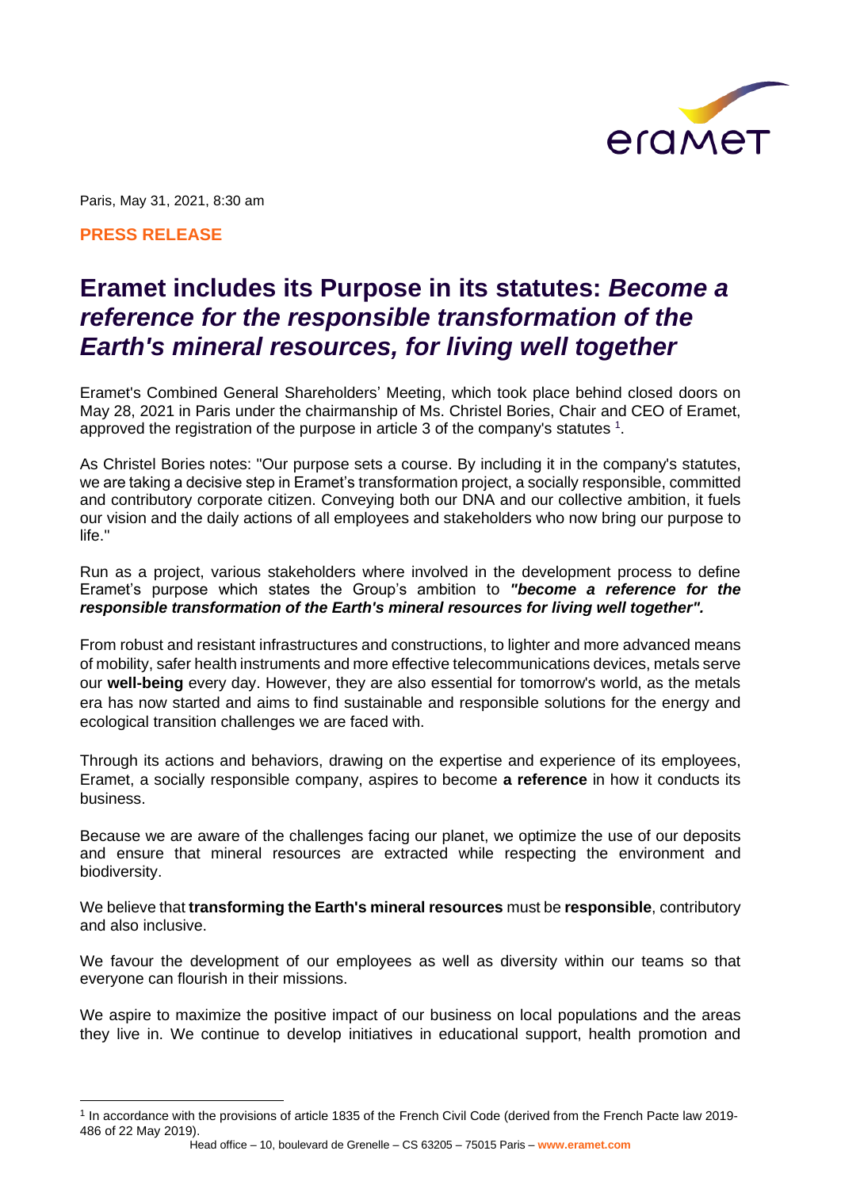Paris, May 31, 2021, 8:30 am

**PRESS RELEASE**

# Eramet includes its Purpose in its statutes: *Become a reference for the responsible transformation of the Earth's mineral resources, for living well together*

Eramet's Combined General Shareholders' Meeting, which took place behind closed doors on May 28, 2021 in Paris under the chairmanship of Ms. Christel Bories, Chair and CEO of Eramet, approved the registration of the purpose in article 3 of the company's statutes [1].

As Christel Bories notes: "Our purpose sets a course. By including it in the company's statutes, we are taking a decisive step in Eramet's transformation project, a socially responsible, committed and contributory corporate citizen. Conveying both our DNA and our collective ambition, it fuels our vision and the daily actions of all employees and stakeholders who now bring our purpose to life."

Run as a project, various stakeholders where involved in the development process to define Eramet's purpose which states the Group's ambition to ***"become a reference for the responsible transformation of the Earth's mineral resources for living well together".***

From robust and resistant infrastructures and constructions, to lighter and more advanced means of mobility, safer health instruments and more effective telecommunications devices, metals serve our **well-being** every day. However, they are also essential for tomorrow's world, as the metals era has now started and aims to find sustainable and responsible solutions for the energy and ecological transition challenges we are faced with.

Through its actions and behaviors, drawing on the expertise and experience of its employees, Eramet, a socially responsible company, aspires to become **a reference** in how it conducts its business.

Because we are aware of the challenges facing our planet, we optimize the use of our deposits and ensure that mineral resources are extracted while respecting the environment and biodiversity.

We believe that **transforming the Earth's mineral resources** must be **responsible**, contributory and also inclusive.

We favour the development of our employees as well as diversity within our teams so that everyone can flourish in their missions.

We aspire to maximize the positive impact of our business on local populations and the areas they live in. We continue to develop initiatives in educational support, health promotion and

[1] In accordance with the provisions of article 1835 of the French Civil Code (derived from the French Pacte law 2019-486 of 22 May 2019).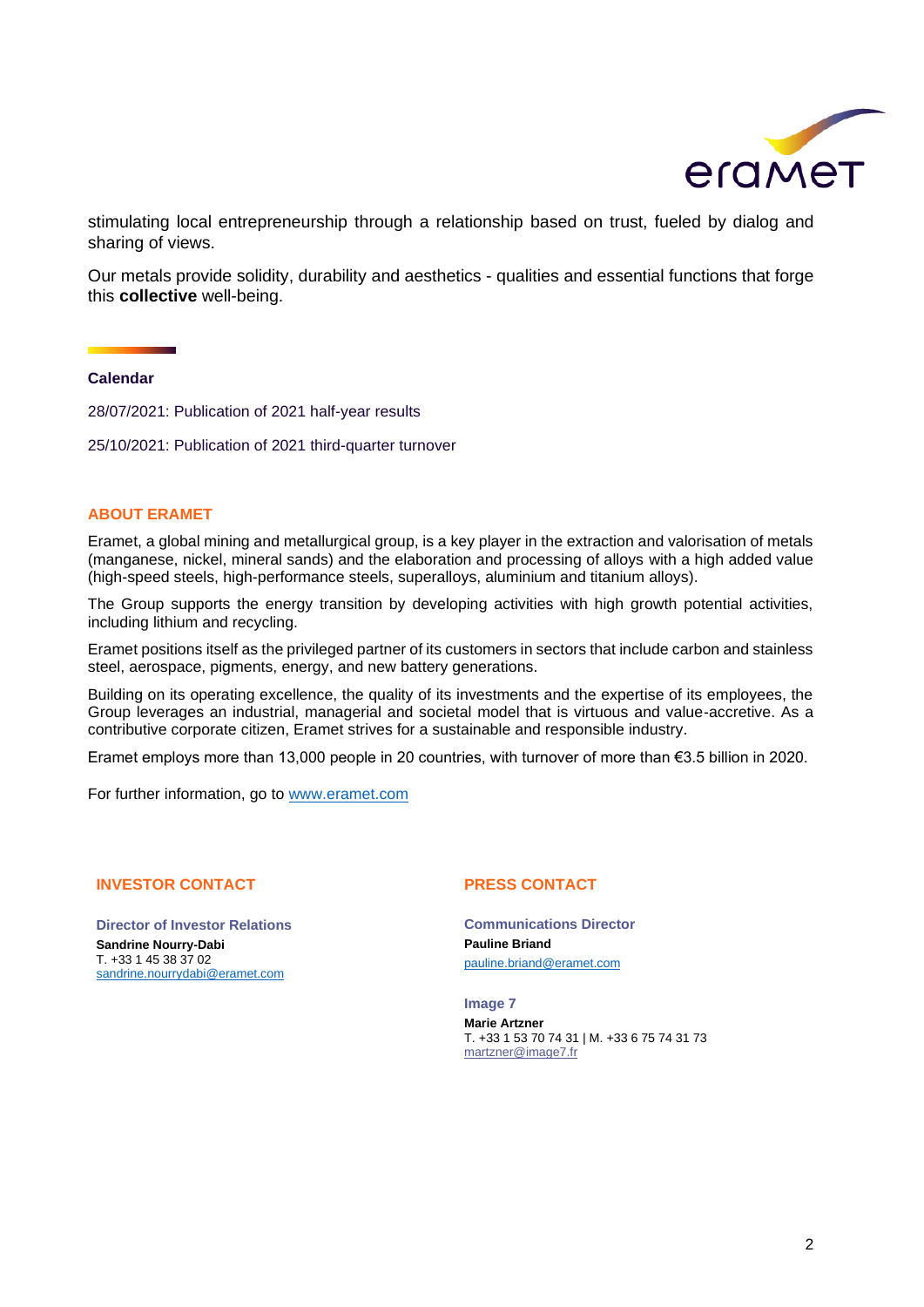stimulating local entrepreneurship through a relationship based on trust, fueled by dialog and sharing of views.

Our metals provide solidity, durability and aesthetics - qualities and essential functions that forge this **collective** well-being.

**Calendar**

28/07/2021: Publication of 2021 half-year results

25/10/2021: Publication of 2021 third-quarter turnover

## ABOUT ERAMET

Eramet, a global mining and metallurgical group, is a key player in the extraction and valorisation of metals (manganese, nickel, mineral sands) and the elaboration and processing of alloys with a high added value (high-speed steels, high-performance steels, superalloys, aluminium and titanium alloys).

The Group supports the energy transition by developing activities with high growth potential activities, including lithium and recycling.

Eramet positions itself as the privileged partner of its customers in sectors that include carbon and stainless steel, aerospace, pigments, energy, and new battery generations.

Building on its operating excellence, the quality of its investments and the expertise of its employees, the Group leverages an industrial, managerial and societal model that is virtuous and value-accretive. As a contributive corporate citizen, Eramet strives for a sustainable and responsible industry.

Eramet employs more than 13,000 people in 20 countries, with turnover of more than €3.5 billion in 2020.

For further information, go to www.eramet.com

## INVESTOR CONTACT

**Director of Investor Relations**

**Sandrine Nourry-Dabi**
T. +33 1 45 38 37 02
sandrine.nourrydabi@eramet.com

## PRESS CONTACT

**Communications Director**

**Pauline Briand**
pauline.briand@eramet.com

**Image 7**

**Marie Artzner**
T. +33 1 53 70 74 31 | M. +33 6 75 74 31 73
martzner@image7.fr